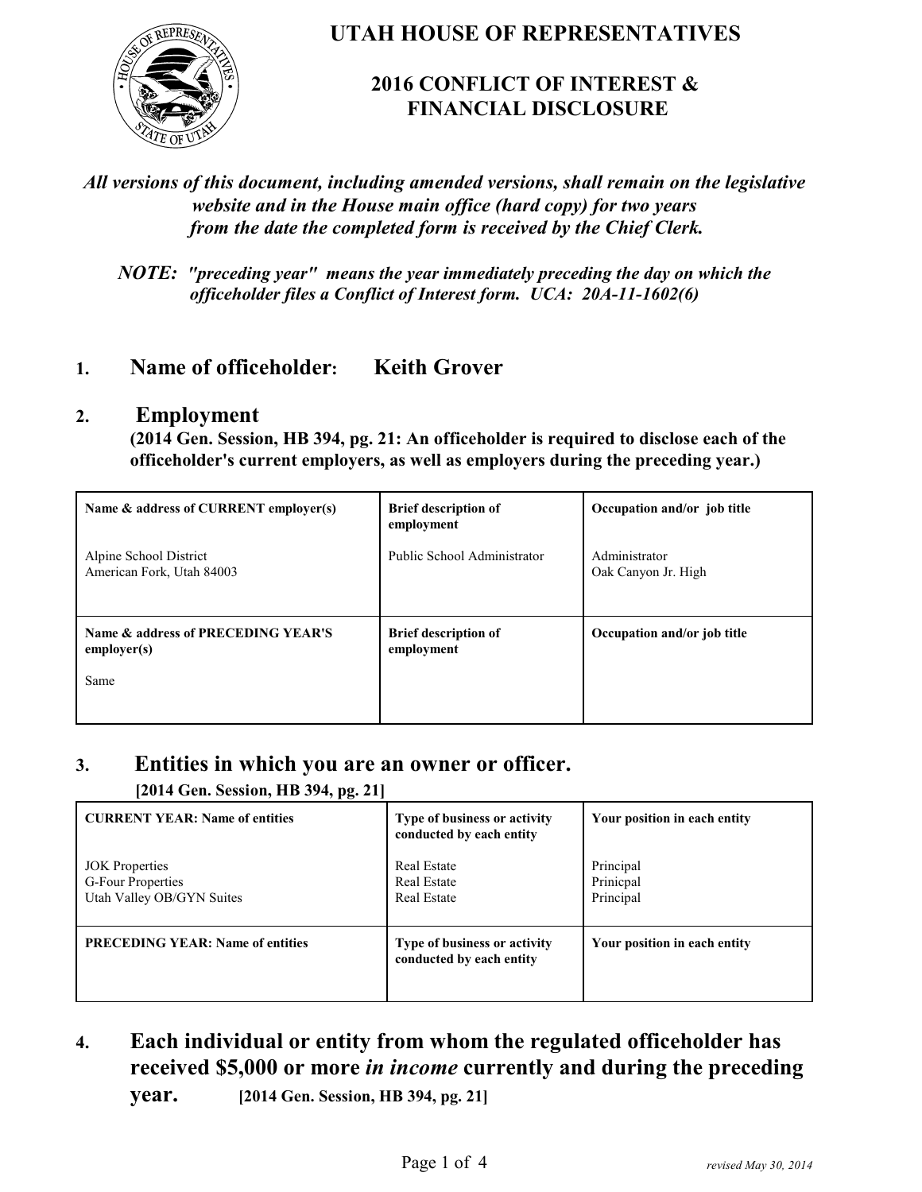# UTAH HOUSE OF REPRESENTATIVES

## 2016 CONFLICT OF INTEREST & FINANCIAL DISCLOSURE

***All versions of this document, including amended versions, shall remain on the legislative website and in the House main office (hard copy) for two years from the date the completed form is received by the Chief Clerk.***

***NOTE: "preceding year" means the year immediately preceding the day on which the officeholder files a Conflict of Interest form. UCA: 20A-11-1602(6)***

## 1. Name of officeholder: Keith Grover

## 2. Employment

**(2014 Gen. Session, HB 394, pg. 21: An officeholder is required to disclose each of the officeholder's current employers, as well as employers during the preceding year.)**

| **Name & address of CURRENT employer(s)** | **Brief description of employment** | **Occupation and/or job title** |
|---|---|---|
| Alpine School District<br>American Fork, Utah 84003 | Public School Administrator | Administrator<br>Oak Canyon Jr. High |
| **Name & address of PRECEDING YEAR'S employer(s)** | **Brief description of employment** | **Occupation and/or job title** |
| Same | | |

## 3. Entities in which you are an owner or officer.

**[2014 Gen. Session, HB 394, pg. 21]**

| **CURRENT YEAR: Name of entities** | **Type of business or activity conducted by each entity** | **Your position in each entity** |
|---|---|---|
| JOK Properties<br>G-Four Properties<br>Utah Valley OB/GYN Suites | Real Estate<br>Real Estate<br>Real Estate | Principal<br>Prinicpal<br>Principal |
| **PRECEDING YEAR: Name of entities** | **Type of business or activity conducted by each entity** | **Your position in each entity** |
| | | |

## 4. Each individual or entity from whom the regulated officeholder has received $5,000 or more *in income* currently and during the preceding year. [2014 Gen. Session, HB 394, pg. 21]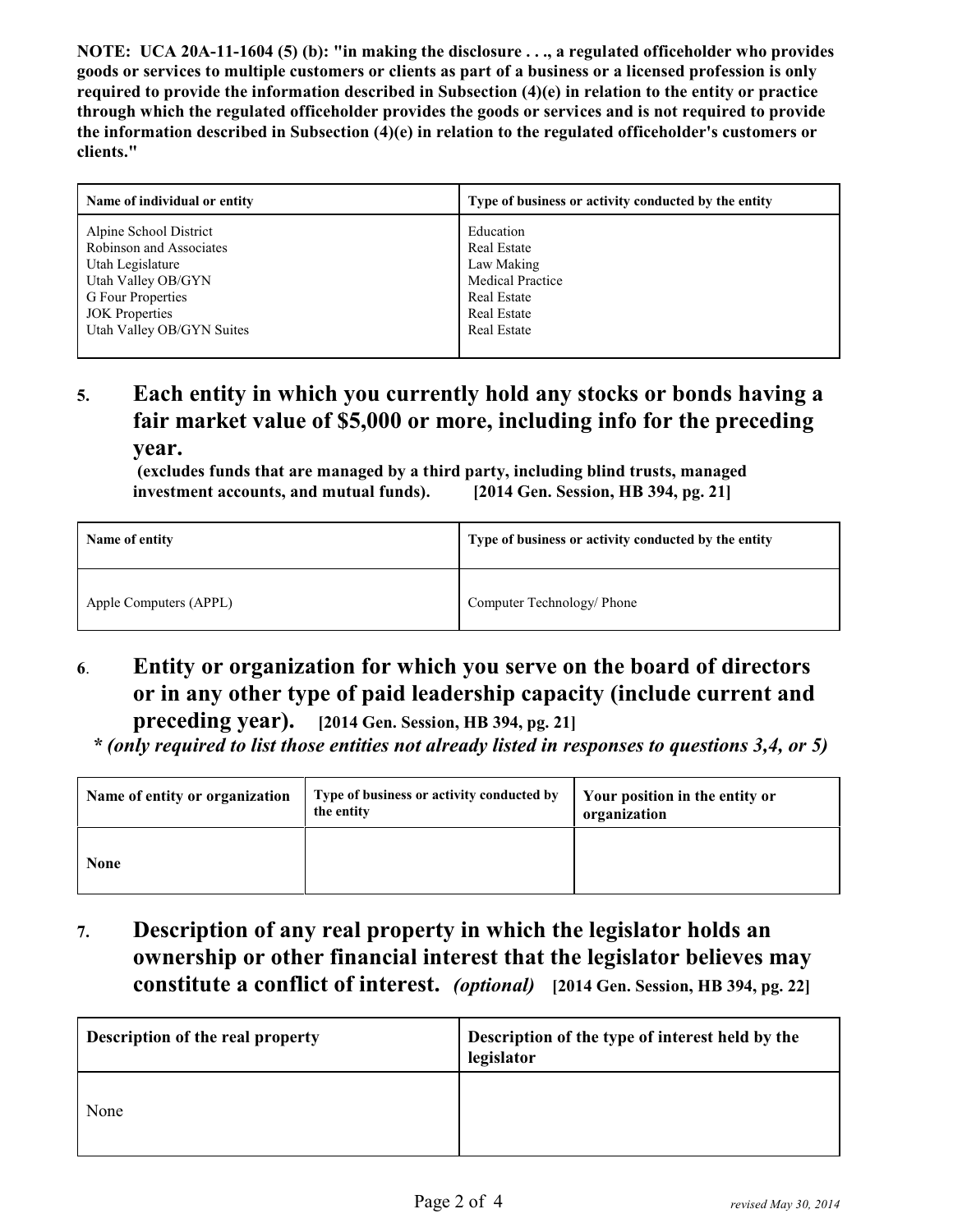**NOTE: UCA 20A-11-1604 (5) (b): "in making the disclosure . . ., a regulated officeholder who provides goods or services to multiple customers or clients as part of a business or a licensed profession is only required to provide the information described in Subsection (4)(e) in relation to the entity or practice through which the regulated officeholder provides the goods or services and is not required to provide the information described in Subsection (4)(e) in relation to the regulated officeholder's customers or clients."**

| Name of individual or entity | Type of business or activity conducted by the entity |
|---|---|
| Alpine School District | Education |
| Robinson and Associates | Real Estate |
| Utah Legislature | Law Making |
| Utah Valley OB/GYN | Medical Practice |
| G Four Properties | Real Estate |
| JOK Properties | Real Estate |
| Utah Valley OB/GYN Suites | Real Estate |

## 5. Each entity in which you currently hold any stocks or bonds having a fair market value of $5,000 or more, including info for the preceding year.

**(excludes funds that are managed by a third party, including blind trusts, managed investment accounts, and mutual funds). [2014 Gen. Session, HB 394, pg. 21]**

| Name of entity | Type of business or activity conducted by the entity |
|---|---|
| Apple Computers (APPL) | Computer Technology/ Phone |

## 6. Entity or organization for which you serve on the board of directors or in any other type of paid leadership capacity (include current and preceding year). [2014 Gen. Session, HB 394, pg. 21]

***\* (only required to list those entities not already listed in responses to questions 3,4, or 5)***

| Name of entity or organization | Type of business or activity conducted by the entity | Your position in the entity or organization |
|---|---|---|
| **None** | | |

## 7. Description of any real property in which the legislator holds an ownership or other financial interest that the legislator believes may constitute a conflict of interest. *(optional)* [2014 Gen. Session, HB 394, pg. 22]

| Description of the real property | Description of the type of interest held by the legislator |
|---|---|
| None | |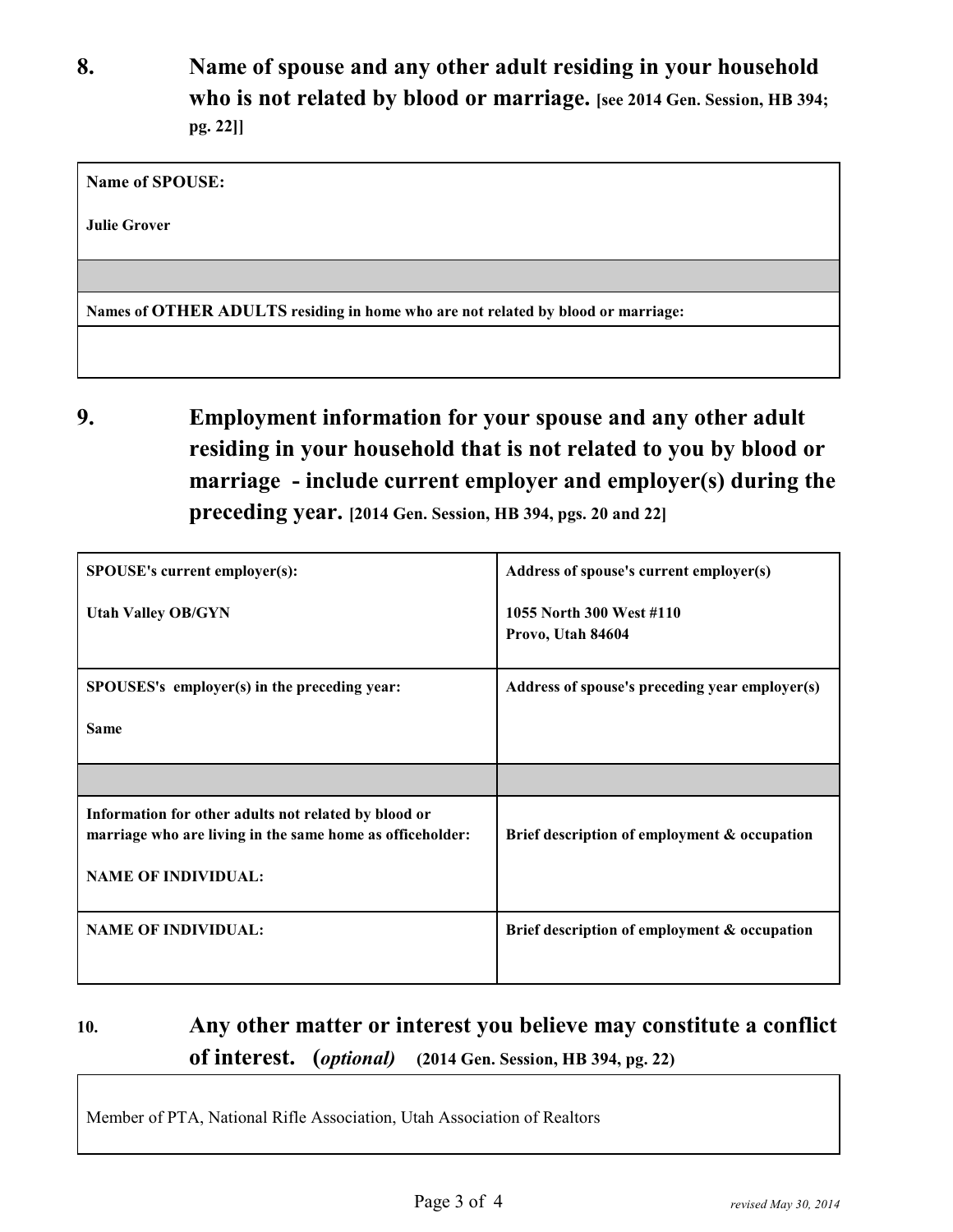## 8. Name of spouse and any other adult residing in your household who is not related by blood or marriage. [see 2014 Gen. Session, HB 394; pg. 22]]

| Name of SPOUSE: |
|---|
| **Julie Grover** |
| |
| **Names of OTHER ADULTS residing in home who are not related by blood or marriage:** |
| |

## 9. Employment information for your spouse and any other adult residing in your household that is not related to you by blood or marriage - include current employer and employer(s) during the preceding year. [2014 Gen. Session, HB 394, pgs. 20 and 22]

| SPOUSE's current employer(s): | Address of spouse's current employer(s) |
|---|---|
| **Utah Valley OB/GYN** | **1055 North 300 West #110**<br>**Provo, Utah 84604** |
| **SPOUSES's employer(s) in the preceding year:**<br><br>**Same** | **Address of spouse's preceding year employer(s)** |
| | |
| **Information for other adults not related by blood or marriage who are living in the same home as officeholder:**<br><br>**NAME OF INDIVIDUAL:** | **Brief description of employment & occupation** |
| **NAME OF INDIVIDUAL:** | **Brief description of employment & occupation** |

## 10. Any other matter or interest you believe may constitute a conflict of interest. (*optional*) (2014 Gen. Session, HB 394, pg. 22)

Member of PTA, National Rifle Association, Utah Association of Realtors

*revised May 30, 2014*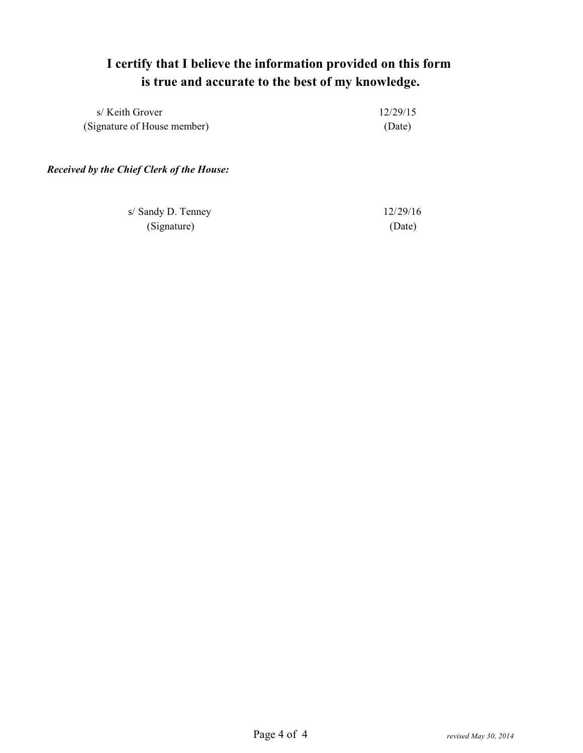## I certify that I believe the information provided on this form is true and accurate to the best of my knowledge.

| | |
|---|---|
| s/ Keith Grover | 12/29/15 |
| (Signature of House member) | (Date) |

***Received by the Chief Clerk of the House:***

| | |
|---|---|
| s/ Sandy D. Tenney | 12/29/16 |
| (Signature) | (Date) |

*revised May 30, 2014*